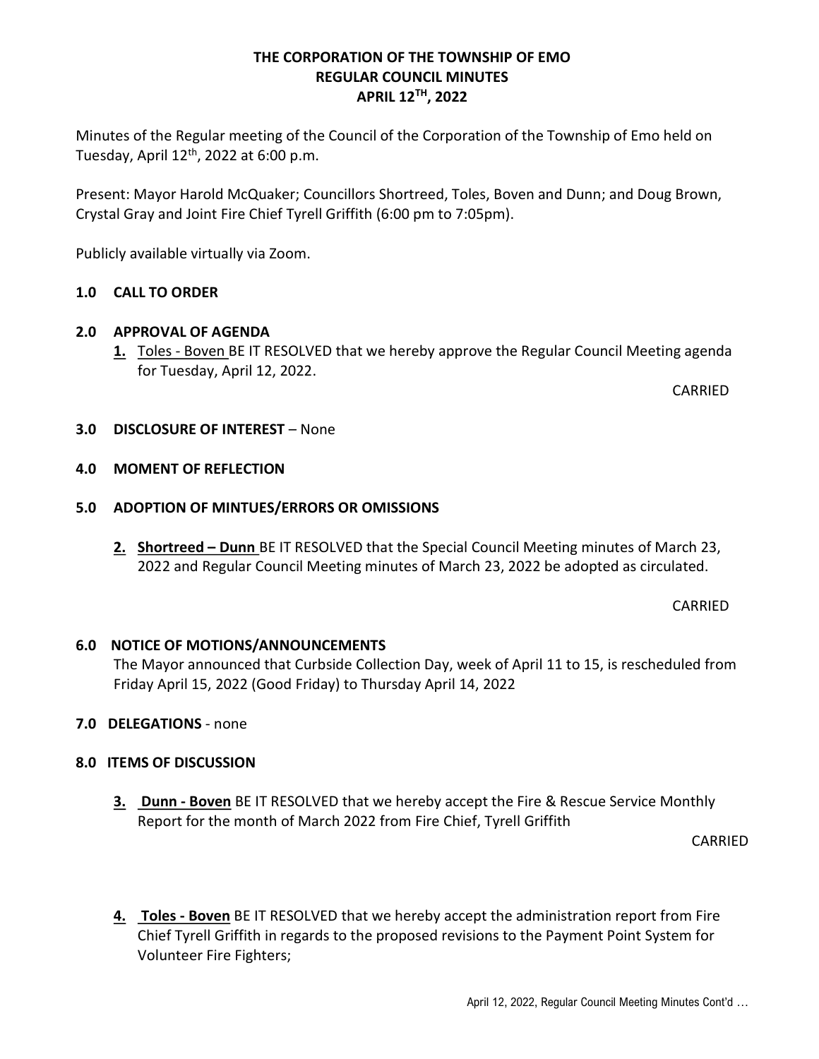# THE CORPORATION OF THE TOWNSHIP OF EMO
## REGULAR COUNCIL MINUTES
## APRIL 12TH, 2022

Minutes of the Regular meeting of the Council of the Corporation of the Township of Emo held on Tuesday, April 12th, 2022 at 6:00 p.m.

Present: Mayor Harold McQuaker; Councillors Shortreed, Toles, Boven and Dunn; and Doug Brown, Crystal Gray and Joint Fire Chief Tyrell Griffith (6:00 pm to 7:05pm).

Publicly available virtually via Zoom.

### 1.0 CALL TO ORDER

### 2.0 APPROVAL OF AGENDA

**1.** Toles - Boven BE IT RESOLVED that we hereby approve the Regular Council Meeting agenda for Tuesday, April 12, 2022.

CARRIED

### 3.0 DISCLOSURE OF INTEREST – None

### 4.0 MOMENT OF REFLECTION

### 5.0 ADOPTION OF MINTUES/ERRORS OR OMISSIONS

**2.** **Shortreed – Dunn** BE IT RESOLVED that the Special Council Meeting minutes of March 23, 2022 and Regular Council Meeting minutes of March 23, 2022 be adopted as circulated.

CARRIED

### 6.0 NOTICE OF MOTIONS/ANNOUNCEMENTS

The Mayor announced that Curbside Collection Day, week of April 11 to 15, is rescheduled from Friday April 15, 2022 (Good Friday) to Thursday April 14, 2022

### 7.0 DELEGATIONS - none

### 8.0 ITEMS OF DISCUSSION

**3.** **Dunn - Boven** BE IT RESOLVED that we hereby accept the Fire & Rescue Service Monthly Report for the month of March 2022 from Fire Chief, Tyrell Griffith

CARRIED

**4.** **Toles - Boven** BE IT RESOLVED that we hereby accept the administration report from Fire Chief Tyrell Griffith in regards to the proposed revisions to the Payment Point System for Volunteer Fire Fighters;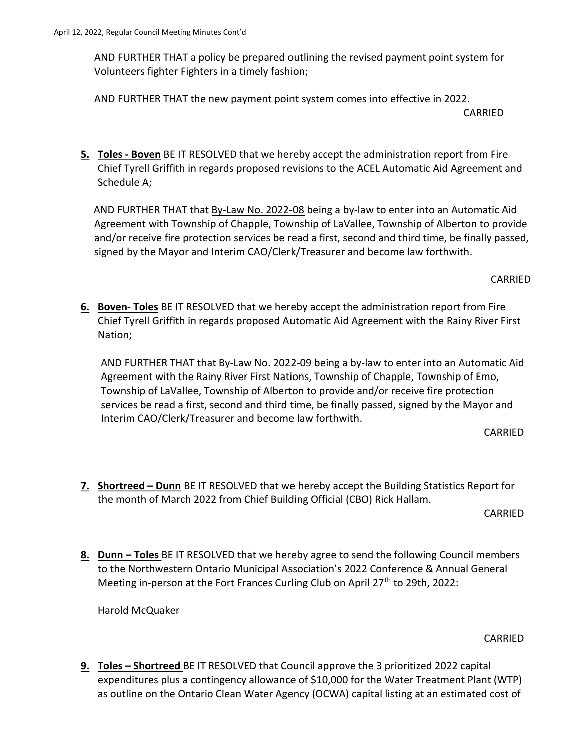AND FURTHER THAT a policy be prepared outlining the revised payment point system for Volunteers fighter Fighters in a timely fashion;

AND FURTHER THAT the new payment point system comes into effective in 2022.

CARRIED

5. **Toles - Boven** BE IT RESOLVED that we hereby accept the administration report from Fire Chief Tyrell Griffith in regards proposed revisions to the ACEL Automatic Aid Agreement and Schedule A;

   AND FURTHER THAT that By-Law No. 2022-08 being a by-law to enter into an Automatic Aid Agreement with Township of Chapple, Township of LaVallee, Township of Alberton to provide and/or receive fire protection services be read a first, second and third time, be finally passed, signed by the Mayor and Interim CAO/Clerk/Treasurer and become law forthwith.

   CARRIED

6. **Boven- Toles** BE IT RESOLVED that we hereby accept the administration report from Fire Chief Tyrell Griffith in regards proposed Automatic Aid Agreement with the Rainy River First Nation;

   AND FURTHER THAT that By-Law No. 2022-09 being a by-law to enter into an Automatic Aid Agreement with the Rainy River First Nations, Township of Chapple, Township of Emo, Township of LaVallee, Township of Alberton to provide and/or receive fire protection services be read a first, second and third time, be finally passed, signed by the Mayor and Interim CAO/Clerk/Treasurer and become law forthwith.

   CARRIED

7. **Shortreed – Dunn** BE IT RESOLVED that we hereby accept the Building Statistics Report for the month of March 2022 from Chief Building Official (CBO) Rick Hallam.

   CARRIED

8. **Dunn – Toles** BE IT RESOLVED that we hereby agree to send the following Council members to the Northwestern Ontario Municipal Association's 2022 Conference & Annual General Meeting in-person at the Fort Frances Curling Club on April 27th to 29th, 2022:

   Harold McQuaker

   CARRIED

9. **Toles – Shortreed** BE IT RESOLVED that Council approve the 3 prioritized 2022 capital expenditures plus a contingency allowance of $10,000 for the Water Treatment Plant (WTP) as outline on the Ontario Clean Water Agency (OCWA) capital listing at an estimated cost of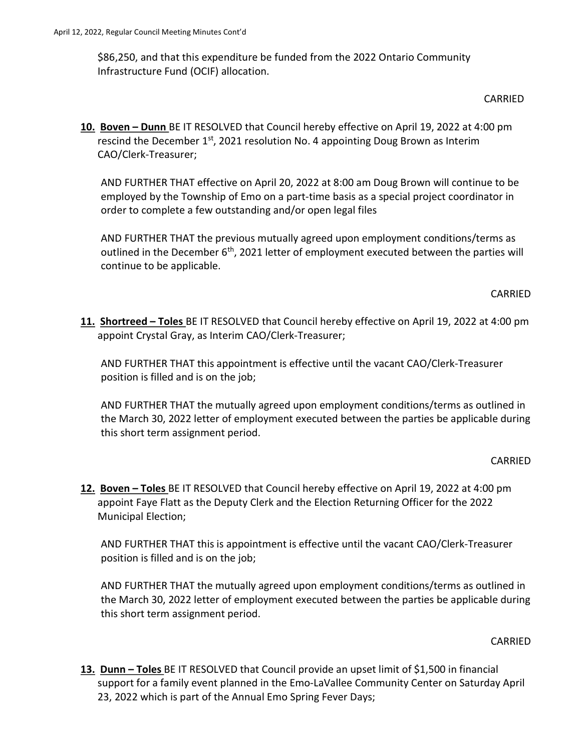$86,250, and that this expenditure be funded from the 2022 Ontario Community Infrastructure Fund (OCIF) allocation.

CARRIED

**10. Boven – Dunn** BE IT RESOLVED that Council hereby effective on April 19, 2022 at 4:00 pm rescind the December 1st, 2021 resolution No. 4 appointing Doug Brown as Interim CAO/Clerk-Treasurer;

AND FURTHER THAT effective on April 20, 2022 at 8:00 am Doug Brown will continue to be employed by the Township of Emo on a part-time basis as a special project coordinator in order to complete a few outstanding and/or open legal files

AND FURTHER THAT the previous mutually agreed upon employment conditions/terms as outlined in the December 6th, 2021 letter of employment executed between the parties will continue to be applicable.

CARRIED

**11. Shortreed – Toles** BE IT RESOLVED that Council hereby effective on April 19, 2022 at 4:00 pm appoint Crystal Gray, as Interim CAO/Clerk-Treasurer;

AND FURTHER THAT this appointment is effective until the vacant CAO/Clerk-Treasurer position is filled and is on the job;

AND FURTHER THAT the mutually agreed upon employment conditions/terms as outlined in the March 30, 2022 letter of employment executed between the parties be applicable during this short term assignment period.

CARRIED

**12. Boven – Toles** BE IT RESOLVED that Council hereby effective on April 19, 2022 at 4:00 pm appoint Faye Flatt as the Deputy Clerk and the Election Returning Officer for the 2022 Municipal Election;

AND FURTHER THAT this is appointment is effective until the vacant CAO/Clerk-Treasurer position is filled and is on the job;

AND FURTHER THAT the mutually agreed upon employment conditions/terms as outlined in the March 30, 2022 letter of employment executed between the parties be applicable during this short term assignment period.

CARRIED

**13. Dunn – Toles** BE IT RESOLVED that Council provide an upset limit of $1,500 in financial support for a family event planned in the Emo-LaVallee Community Center on Saturday April 23, 2022 which is part of the Annual Emo Spring Fever Days;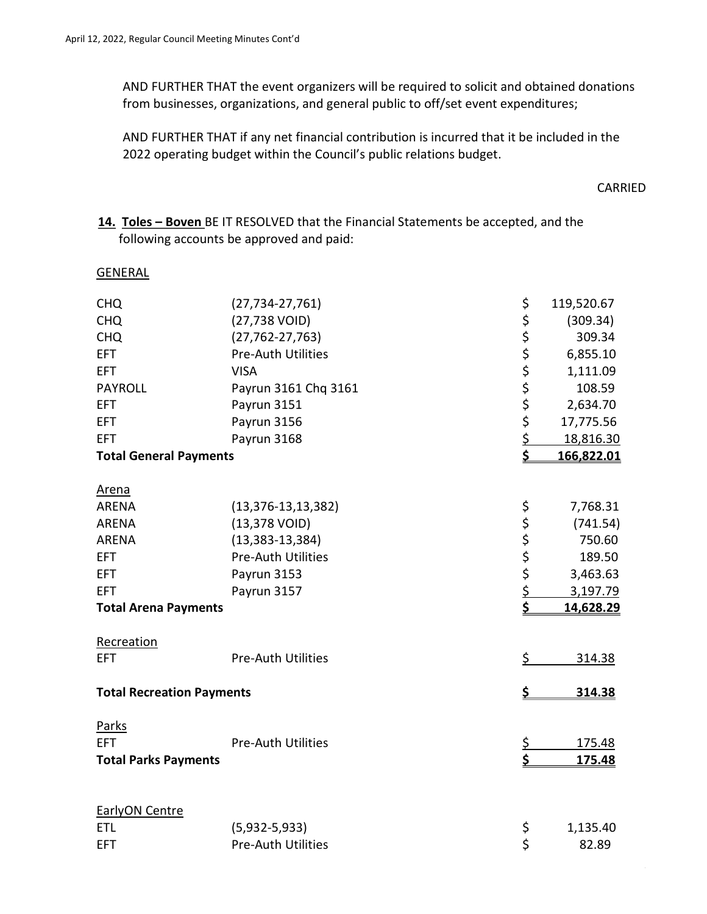AND FURTHER THAT the event organizers will be required to solicit and obtained donations from businesses, organizations, and general public to off/set event expenditures;

AND FURTHER THAT if any net financial contribution is incurred that it be included in the 2022 operating budget within the Council's public relations budget.

CARRIED

**14. Toles – Boven** BE IT RESOLVED that the Financial Statements be accepted, and the following accounts be approved and paid:

| | | | |
|---|---|---|---|
| GENERAL | | | |
| CHQ | (27,734-27,761) | $ | 119,520.67 |
| CHQ | (27,738 VOID) | $ | (309.34) |
| CHQ | (27,762-27,763) | $ | 309.34 |
| EFT | Pre-Auth Utilities | $ | 6,855.10 |
| EFT | VISA | $ | 1,111.09 |
| PAYROLL | Payrun 3161 Chq 3161 | $ | 108.59 |
| EFT | Payrun 3151 | $ | 2,634.70 |
| EFT | Payrun 3156 | $ | 17,775.56 |
| EFT | Payrun 3168 | $ | 18,816.30 |
| **Total General Payments** | | **$** | **166,822.01** |
| Arena | | | |
| ARENA | (13,376-13,13,382) | $ | 7,768.31 |
| ARENA | (13,378 VOID) | $ | (741.54) |
| ARENA | (13,383-13,384) | $ | 750.60 |
| EFT | Pre-Auth Utilities | $ | 189.50 |
| EFT | Payrun 3153 | $ | 3,463.63 |
| EFT | Payrun 3157 | $ | 3,197.79 |
| **Total Arena Payments** | | **$** | **14,628.29** |
| Recreation | | | |
| EFT | Pre-Auth Utilities | $ | 314.38 |
| **Total Recreation Payments** | | **$** | **314.38** |
| Parks | | | |
| EFT | Pre-Auth Utilities | $ | 175.48 |
| **Total Parks Payments** | | **$** | **175.48** |
| EarlyON Centre | | | |
| ETL | (5,932-5,933) | $ | 1,135.40 |
| EFT | Pre-Auth Utilities | $ | 82.89 |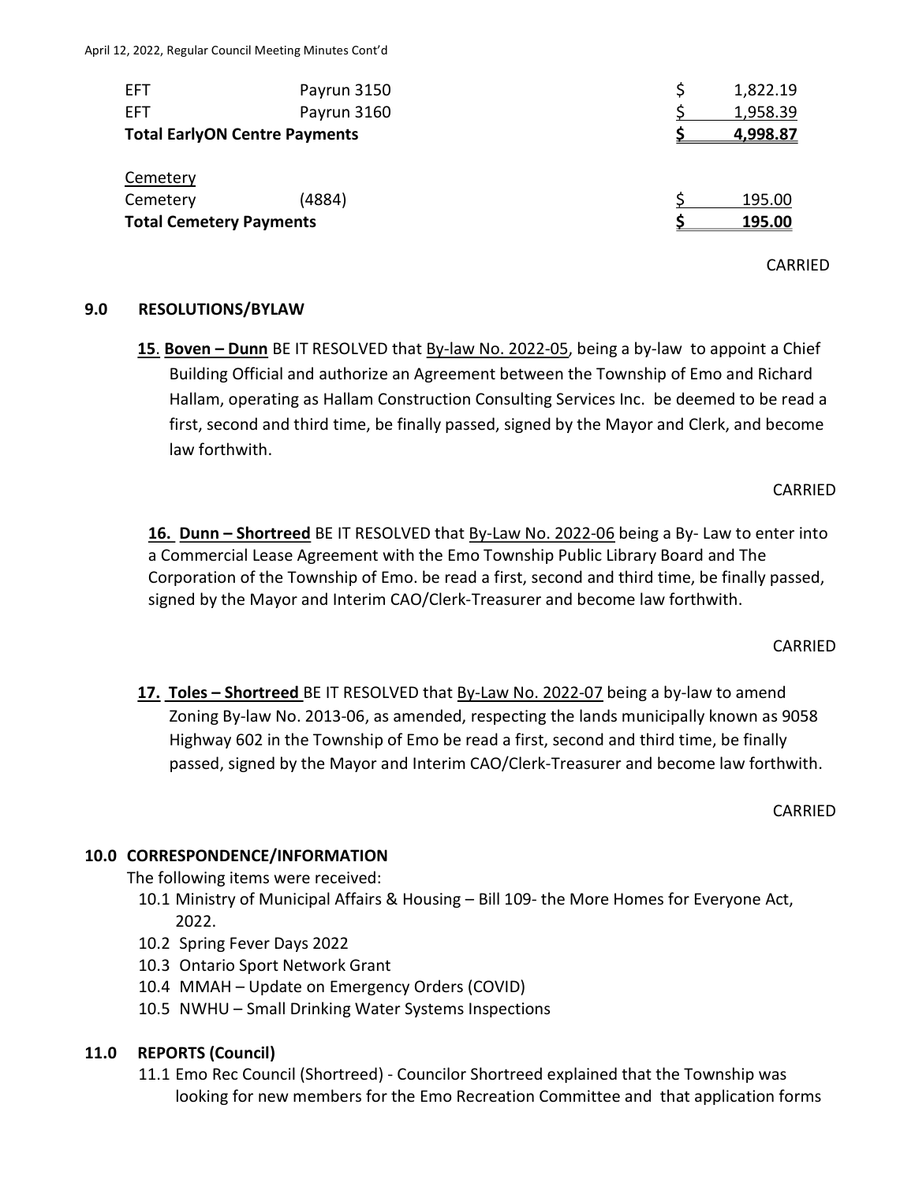| | | |
|---|---|---|
| EFT | Payrun 3150 | $ 1,822.19 |
| EFT | Payrun 3160 | $ 1,958.39 |
| **Total EarlyON Centre Payments** | | **$ 4,998.87** |

| | | |
|---|---|---|
| Cemetery | | |
| Cemetery | (4884) | $ 195.00 |
| **Total Cemetery Payments** | | **$ 195.00** |

CARRIED

## 9.0 RESOLUTIONS/BYLAW

**15. Boven – Dunn** BE IT RESOLVED that By-law No. 2022-05, being a by-law to appoint a Chief Building Official and authorize an Agreement between the Township of Emo and Richard Hallam, operating as Hallam Construction Consulting Services Inc. be deemed to be read a first, second and third time, be finally passed, signed by the Mayor and Clerk, and become law forthwith.

CARRIED

**16. Dunn – Shortreed** BE IT RESOLVED that By-Law No. 2022-06 being a By- Law to enter into a Commercial Lease Agreement with the Emo Township Public Library Board and The Corporation of the Township of Emo. be read a first, second and third time, be finally passed, signed by the Mayor and Interim CAO/Clerk-Treasurer and become law forthwith.

CARRIED

**17. Toles – Shortreed** BE IT RESOLVED that By-Law No. 2022-07 being a by-law to amend Zoning By-law No. 2013-06, as amended, respecting the lands municipally known as 9058 Highway 602 in the Township of Emo be read a first, second and third time, be finally passed, signed by the Mayor and Interim CAO/Clerk-Treasurer and become law forthwith.

CARRIED

## 10.0 CORRESPONDENCE/INFORMATION

The following items were received:

10.1 Ministry of Municipal Affairs & Housing – Bill 109- the More Homes for Everyone Act, 2022.
10.2 Spring Fever Days 2022
10.3 Ontario Sport Network Grant
10.4 MMAH – Update on Emergency Orders (COVID)
10.5 NWHU – Small Drinking Water Systems Inspections

## 11.0 REPORTS (Council)

11.1 Emo Rec Council (Shortreed) - Councilor Shortreed explained that the Township was looking for new members for the Emo Recreation Committee and that application forms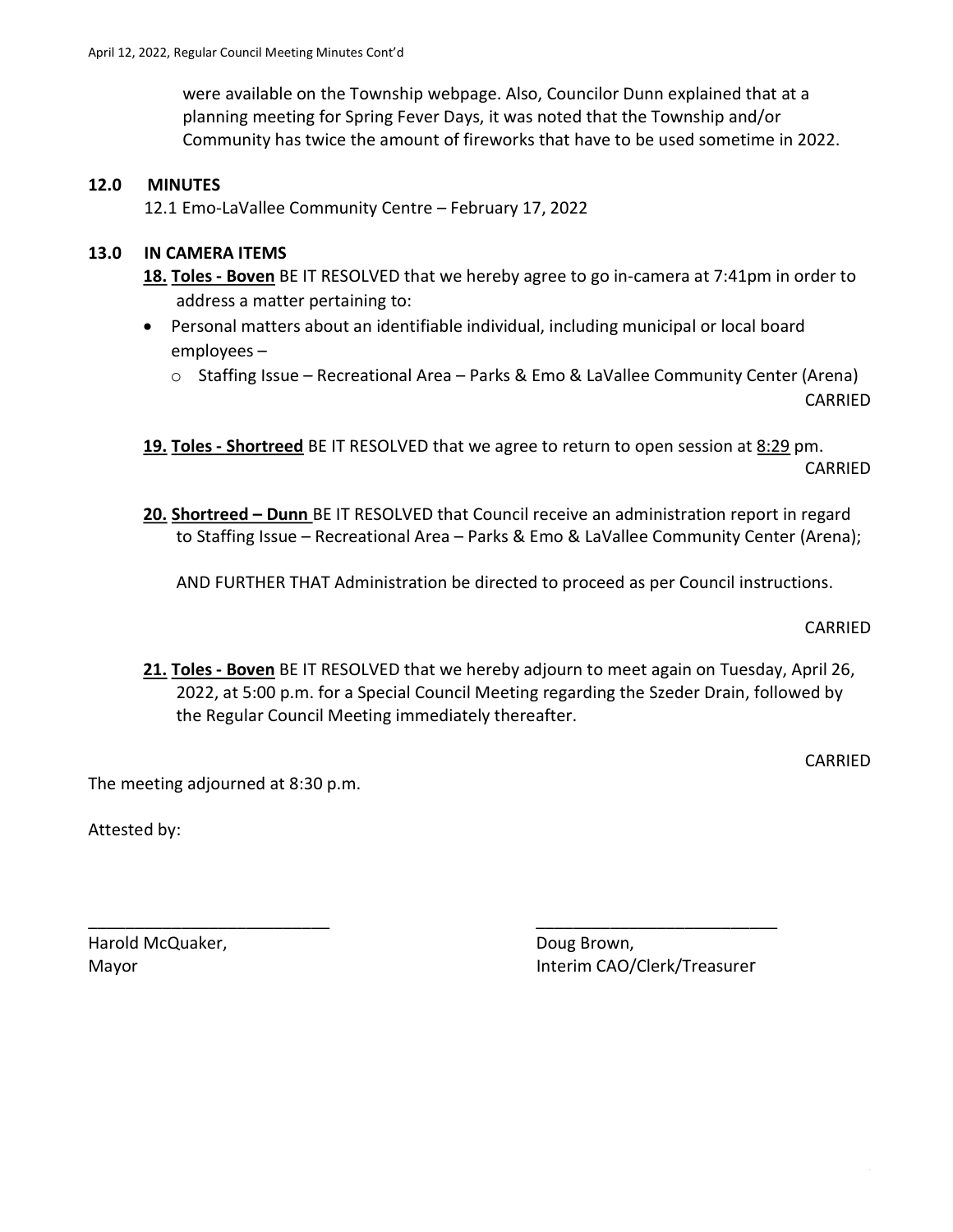were available on the Township webpage. Also, Councilor Dunn explained that at a planning meeting for Spring Fever Days, it was noted that the Township and/or Community has twice the amount of fireworks that have to be used sometime in 2022.

## 12.0 MINUTES

12.1 Emo-LaVallee Community Centre – February 17, 2022

## 13.0 IN CAMERA ITEMS

**18. Toles - Boven** BE IT RESOLVED that we hereby agree to go in-camera at 7:41pm in order to address a matter pertaining to:

- Personal matters about an identifiable individual, including municipal or local board employees –
  - Staffing Issue – Recreational Area – Parks & Emo & LaVallee Community Center (Arena)

CARRIED

**19. Toles - Shortreed** BE IT RESOLVED that we agree to return to open session at 8:29 pm.

CARRIED

**20. Shortreed – Dunn** BE IT RESOLVED that Council receive an administration report in regard to Staffing Issue – Recreational Area – Parks & Emo & LaVallee Community Center (Arena);

AND FURTHER THAT Administration be directed to proceed as per Council instructions.

CARRIED

**21. Toles - Boven** BE IT RESOLVED that we hereby adjourn to meet again on Tuesday, April 26, 2022, at 5:00 p.m. for a Special Council Meeting regarding the Szeder Drain, followed by the Regular Council Meeting immediately thereafter.

CARRIED

The meeting adjourned at 8:30 p.m.

Attested by:

\_\_\_\_\_\_\_\_\_\_\_\_\_\_\_\_\_\_\_\_\_\_\_\_\_\_
Harold McQuaker,
Mayor

\_\_\_\_\_\_\_\_\_\_\_\_\_\_\_\_\_\_\_\_\_\_\_\_\_\_
Doug Brown,
Interim CAO/Clerk/Treasurer